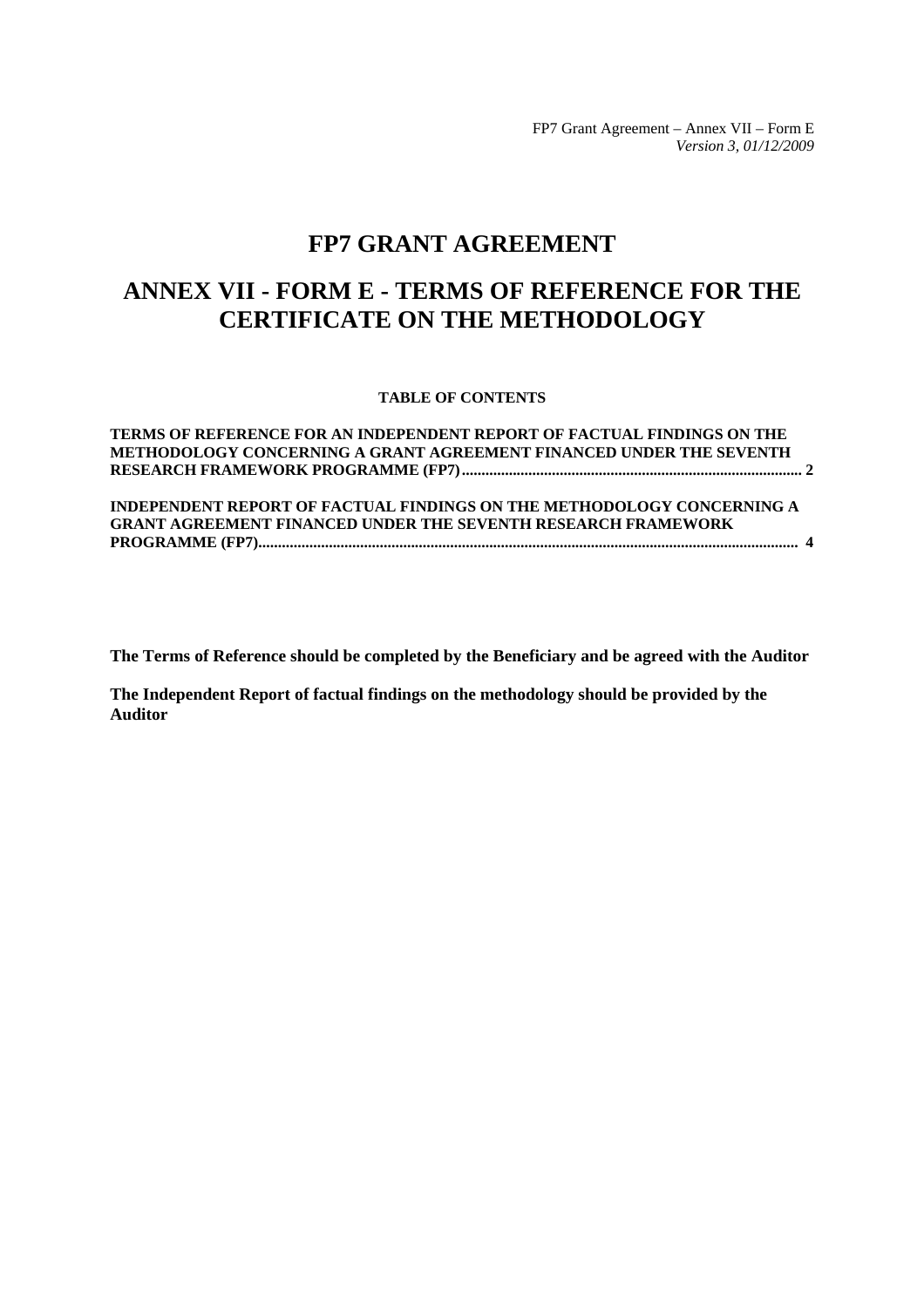FP7 Grant Agreement – Annex VII – Form E
*Version 3, 01/12/2009*

# FP7 GRANT AGREEMENT

# ANNEX VII - FORM E - TERMS OF REFERENCE FOR THE CERTIFICATE ON THE METHODOLOGY

**TABLE OF CONTENTS**

**TERMS OF REFERENCE FOR AN INDEPENDENT REPORT OF FACTUAL FINDINGS ON THE METHODOLOGY CONCERNING A GRANT AGREEMENT FINANCED UNDER THE SEVENTH RESEARCH FRAMEWORK PROGRAMME (FP7)....................................................................................... 2**

**INDEPENDENT REPORT OF FACTUAL FINDINGS ON THE METHODOLOGY CONCERNING A GRANT AGREEMENT FINANCED UNDER THE SEVENTH RESEARCH FRAMEWORK PROGRAMME (FP7)........................................................................................................................................ 4**

**The Terms of Reference should be completed by the Beneficiary and be agreed with the Auditor**

**The Independent Report of factual findings on the methodology should be provided by the Auditor**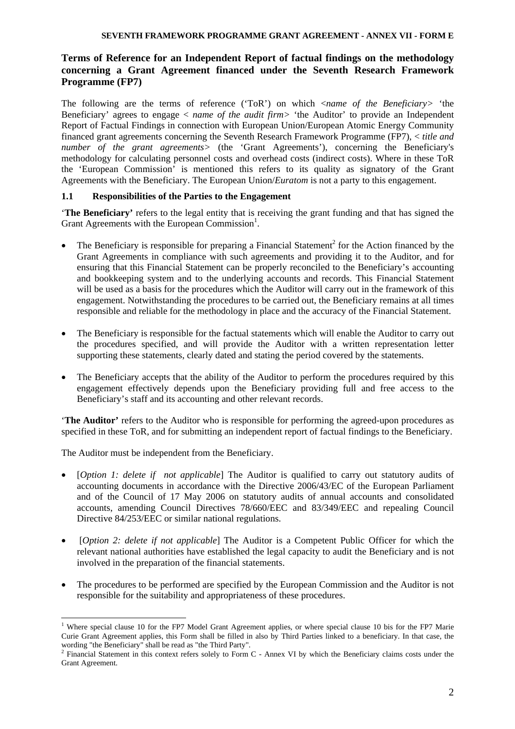**SEVENTH FRAMEWORK PROGRAMME GRANT AGREEMENT - ANNEX VII - FORM E**

## Terms of Reference for an Independent Report of factual findings on the methodology concerning a Grant Agreement financed under the Seventh Research Framework Programme (FP7)

The following are the terms of reference ('ToR') on which <*name of the Beneficiary*> 'the Beneficiary' agrees to engage < *name of the audit firm*> 'the Auditor' to provide an Independent Report of Factual Findings in connection with European Union/European Atomic Energy Community financed grant agreements concerning the Seventh Research Framework Programme (FP7), < *title and number of the grant agreements*> (the 'Grant Agreements'), concerning the Beneficiary's methodology for calculating personnel costs and overhead costs (indirect costs). Where in these ToR the 'European Commission' is mentioned this refers to its quality as signatory of the Grant Agreements with the Beneficiary. The European Union/*Euratom* is not a party to this engagement.

### 1.1 Responsibilities of the Parties to the Engagement

'**The Beneficiary**' refers to the legal entity that is receiving the grant funding and that has signed the Grant Agreements with the European Commission[1].

- The Beneficiary is responsible for preparing a Financial Statement[2] for the Action financed by the Grant Agreements in compliance with such agreements and providing it to the Auditor, and for ensuring that this Financial Statement can be properly reconciled to the Beneficiary's accounting and bookkeeping system and to the underlying accounts and records. This Financial Statement will be used as a basis for the procedures which the Auditor will carry out in the framework of this engagement. Notwithstanding the procedures to be carried out, the Beneficiary remains at all times responsible and reliable for the methodology in place and the accuracy of the Financial Statement.

- The Beneficiary is responsible for the factual statements which will enable the Auditor to carry out the procedures specified, and will provide the Auditor with a written representation letter supporting these statements, clearly dated and stating the period covered by the statements.

- The Beneficiary accepts that the ability of the Auditor to perform the procedures required by this engagement effectively depends upon the Beneficiary providing full and free access to the Beneficiary's staff and its accounting and other relevant records.

'**The Auditor**' refers to the Auditor who is responsible for performing the agreed-upon procedures as specified in these ToR, and for submitting an independent report of factual findings to the Beneficiary.

The Auditor must be independent from the Beneficiary.

- [*Option 1: delete if not applicable*] The Auditor is qualified to carry out statutory audits of accounting documents in accordance with the Directive 2006/43/EC of the European Parliament and of the Council of 17 May 2006 on statutory audits of annual accounts and consolidated accounts, amending Council Directives 78/660/EEC and 83/349/EEC and repealing Council Directive 84/253/EEC or similar national regulations.

- [*Option 2: delete if not applicable*] The Auditor is a Competent Public Officer for which the relevant national authorities have established the legal capacity to audit the Beneficiary and is not involved in the preparation of the financial statements.

- The procedures to be performed are specified by the European Commission and the Auditor is not responsible for the suitability and appropriateness of these procedures.

---

[1] Where special clause 10 for the FP7 Model Grant Agreement applies, or where special clause 10 bis for the FP7 Marie Curie Grant Agreement applies, this Form shall be filled in also by Third Parties linked to a beneficiary. In that case, the wording "the Beneficiary" shall be read as "the Third Party".

[2] Financial Statement in this context refers solely to Form C - Annex VI by which the Beneficiary claims costs under the Grant Agreement.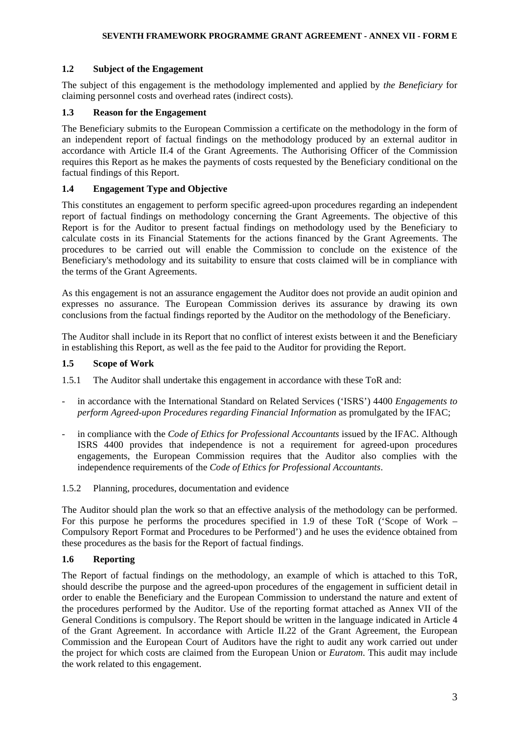### 1.2 Subject of the Engagement

The subject of this engagement is the methodology implemented and applied by *the Beneficiary* for claiming personnel costs and overhead rates (indirect costs).

### 1.3 Reason for the Engagement

The Beneficiary submits to the European Commission a certificate on the methodology in the form of an independent report of factual findings on the methodology produced by an external auditor in accordance with Article II.4 of the Grant Agreements. The Authorising Officer of the Commission requires this Report as he makes the payments of costs requested by the Beneficiary conditional on the factual findings of this Report.

### 1.4 Engagement Type and Objective

This constitutes an engagement to perform specific agreed-upon procedures regarding an independent report of factual findings on methodology concerning the Grant Agreements. The objective of this Report is for the Auditor to present factual findings on methodology used by the Beneficiary to calculate costs in its Financial Statements for the actions financed by the Grant Agreements. The procedures to be carried out will enable the Commission to conclude on the existence of the Beneficiary's methodology and its suitability to ensure that costs claimed will be in compliance with the terms of the Grant Agreements.

As this engagement is not an assurance engagement the Auditor does not provide an audit opinion and expresses no assurance. The European Commission derives its assurance by drawing its own conclusions from the factual findings reported by the Auditor on the methodology of the Beneficiary.

The Auditor shall include in its Report that no conflict of interest exists between it and the Beneficiary in establishing this Report, as well as the fee paid to the Auditor for providing the Report.

### 1.5 Scope of Work

1.5.1 The Auditor shall undertake this engagement in accordance with these ToR and:

- in accordance with the International Standard on Related Services ('ISRS') 4400 *Engagements to perform Agreed-upon Procedures regarding Financial Information* as promulgated by the IFAC;
- in compliance with the *Code of Ethics for Professional Accountants* issued by the IFAC. Although ISRS 4400 provides that independence is not a requirement for agreed-upon procedures engagements, the European Commission requires that the Auditor also complies with the independence requirements of the *Code of Ethics for Professional Accountants*.

1.5.2 Planning, procedures, documentation and evidence

The Auditor should plan the work so that an effective analysis of the methodology can be performed. For this purpose he performs the procedures specified in 1.9 of these ToR ('Scope of Work – Compulsory Report Format and Procedures to be Performed') and he uses the evidence obtained from these procedures as the basis for the Report of factual findings.

### 1.6 Reporting

The Report of factual findings on the methodology, an example of which is attached to this ToR, should describe the purpose and the agreed-upon procedures of the engagement in sufficient detail in order to enable the Beneficiary and the European Commission to understand the nature and extent of the procedures performed by the Auditor. Use of the reporting format attached as Annex VII of the General Conditions is compulsory. The Report should be written in the language indicated in Article 4 of the Grant Agreement. In accordance with Article II.22 of the Grant Agreement, the European Commission and the European Court of Auditors have the right to audit any work carried out under the project for which costs are claimed from the European Union or *Euratom*. This audit may include the work related to this engagement.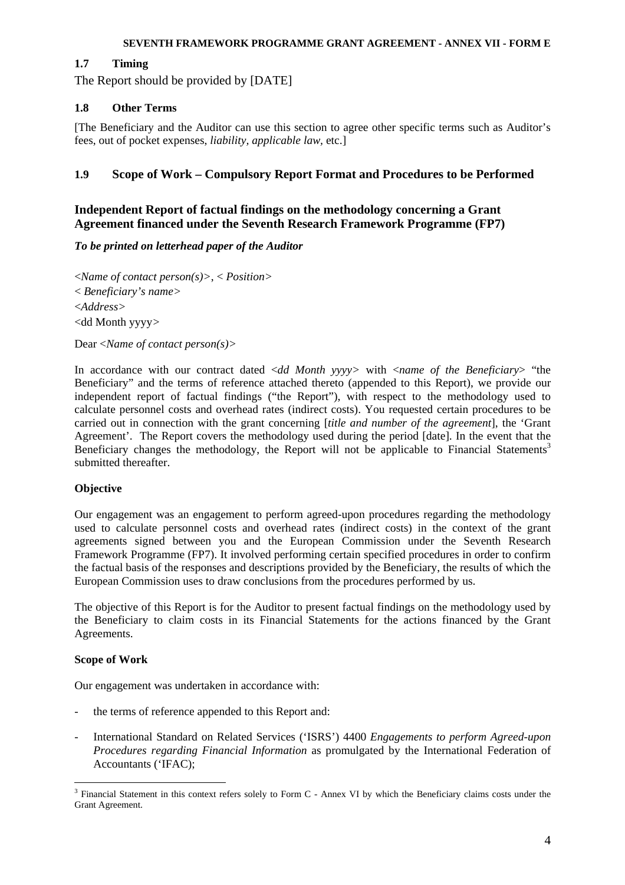### 1.7 Timing

The Report should be provided by [DATE]

### 1.8 Other Terms

[The Beneficiary and the Auditor can use this section to agree other specific terms such as Auditor's fees, out of pocket expenses, *liability*, *applicable law*, etc.]

### 1.9 Scope of Work – Compulsory Report Format and Procedures to be Performed

## Independent Report of factual findings on the methodology concerning a Grant Agreement financed under the Seventh Research Framework Programme (FP7)

***To be printed on letterhead paper of the Auditor***

<*Name of contact person(s)*>, < *Position*>
< *Beneficiary's name*>
<*Address*>
<dd Month yyyy>

Dear <*Name of contact person(s)*>

In accordance with our contract dated <*dd Month yyyy*> with <*name of the Beneficiary*> "the Beneficiary" and the terms of reference attached thereto (appended to this Report), we provide our independent report of factual findings ("the Report"), with respect to the methodology used to calculate personnel costs and overhead rates (indirect costs). You requested certain procedures to be carried out in connection with the grant concerning [*title and number of the agreement*], the 'Grant Agreement'. The Report covers the methodology used during the period [date]. In the event that the Beneficiary changes the methodology, the Report will not be applicable to Financial Statements[3] submitted thereafter.

**Objective**

Our engagement was an engagement to perform agreed-upon procedures regarding the methodology used to calculate personnel costs and overhead rates (indirect costs) in the context of the grant agreements signed between you and the European Commission under the Seventh Research Framework Programme (FP7). It involved performing certain specified procedures in order to confirm the factual basis of the responses and descriptions provided by the Beneficiary, the results of which the European Commission uses to draw conclusions from the procedures performed by us.

The objective of this Report is for the Auditor to present factual findings on the methodology used by the Beneficiary to claim costs in its Financial Statements for the actions financed by the Grant Agreements.

**Scope of Work**

Our engagement was undertaken in accordance with:

- the terms of reference appended to this Report and:
- International Standard on Related Services ('ISRS') 4400 *Engagements to perform Agreed-upon Procedures regarding Financial Information* as promulgated by the International Federation of Accountants ('IFAC);

[3] Financial Statement in this context refers solely to Form C - Annex VI by which the Beneficiary claims costs under the Grant Agreement.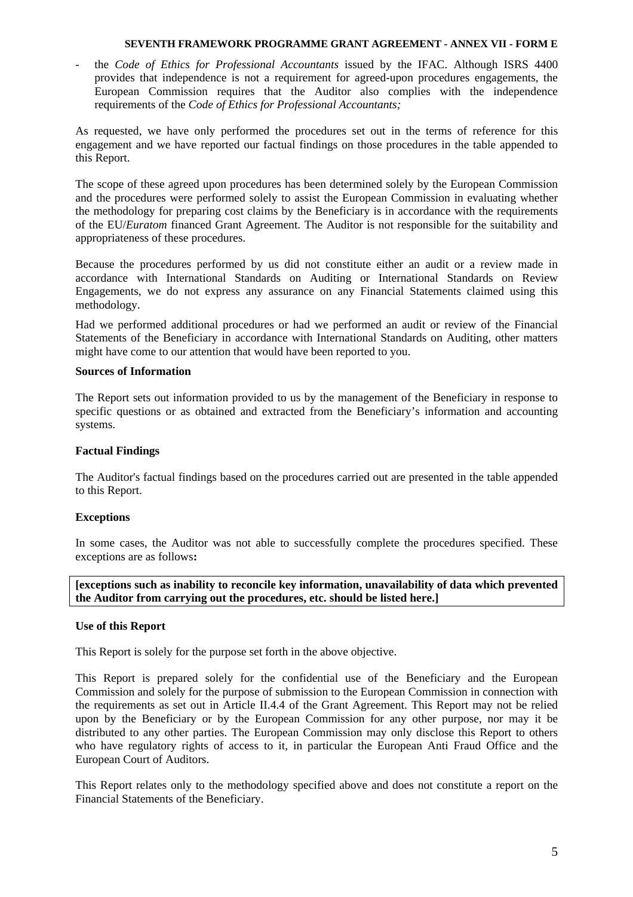- the *Code of Ethics for Professional Accountants* issued by the IFAC. Although ISRS 4400 provides that independence is not a requirement for agreed-upon procedures engagements, the European Commission requires that the Auditor also complies with the independence requirements of the *Code of Ethics for Professional Accountants;*

As requested, we have only performed the procedures set out in the terms of reference for this engagement and we have reported our factual findings on those procedures in the table appended to this Report.

The scope of these agreed upon procedures has been determined solely by the European Commission and the procedures were performed solely to assist the European Commission in evaluating whether the methodology for preparing cost claims by the Beneficiary is in accordance with the requirements of the EU/*Euratom* financed Grant Agreement. The Auditor is not responsible for the suitability and appropriateness of these procedures.

Because the procedures performed by us did not constitute either an audit or a review made in accordance with International Standards on Auditing or International Standards on Review Engagements, we do not express any assurance on any Financial Statements claimed using this methodology.

Had we performed additional procedures or had we performed an audit or review of the Financial Statements of the Beneficiary in accordance with International Standards on Auditing, other matters might have come to our attention that would have been reported to you.

**Sources of Information**

The Report sets out information provided to us by the management of the Beneficiary in response to specific questions or as obtained and extracted from the Beneficiary's information and accounting systems.

**Factual Findings**

The Auditor's factual findings based on the procedures carried out are presented in the table appended to this Report.

**Exceptions**

In some cases, the Auditor was not able to successfully complete the procedures specified. These exceptions are as follows**:**

**[exceptions such as inability to reconcile key information, unavailability of data which prevented the Auditor from carrying out the procedures, etc. should be listed here.]**

**Use of this Report**

This Report is solely for the purpose set forth in the above objective.

This Report is prepared solely for the confidential use of the Beneficiary and the European Commission and solely for the purpose of submission to the European Commission in connection with the requirements as set out in Article II.4.4 of the Grant Agreement. This Report may not be relied upon by the Beneficiary or by the European Commission for any other purpose, nor may it be distributed to any other parties. The European Commission may only disclose this Report to others who have regulatory rights of access to it, in particular the European Anti Fraud Office and the European Court of Auditors.

This Report relates only to the methodology specified above and does not constitute a report on the Financial Statements of the Beneficiary.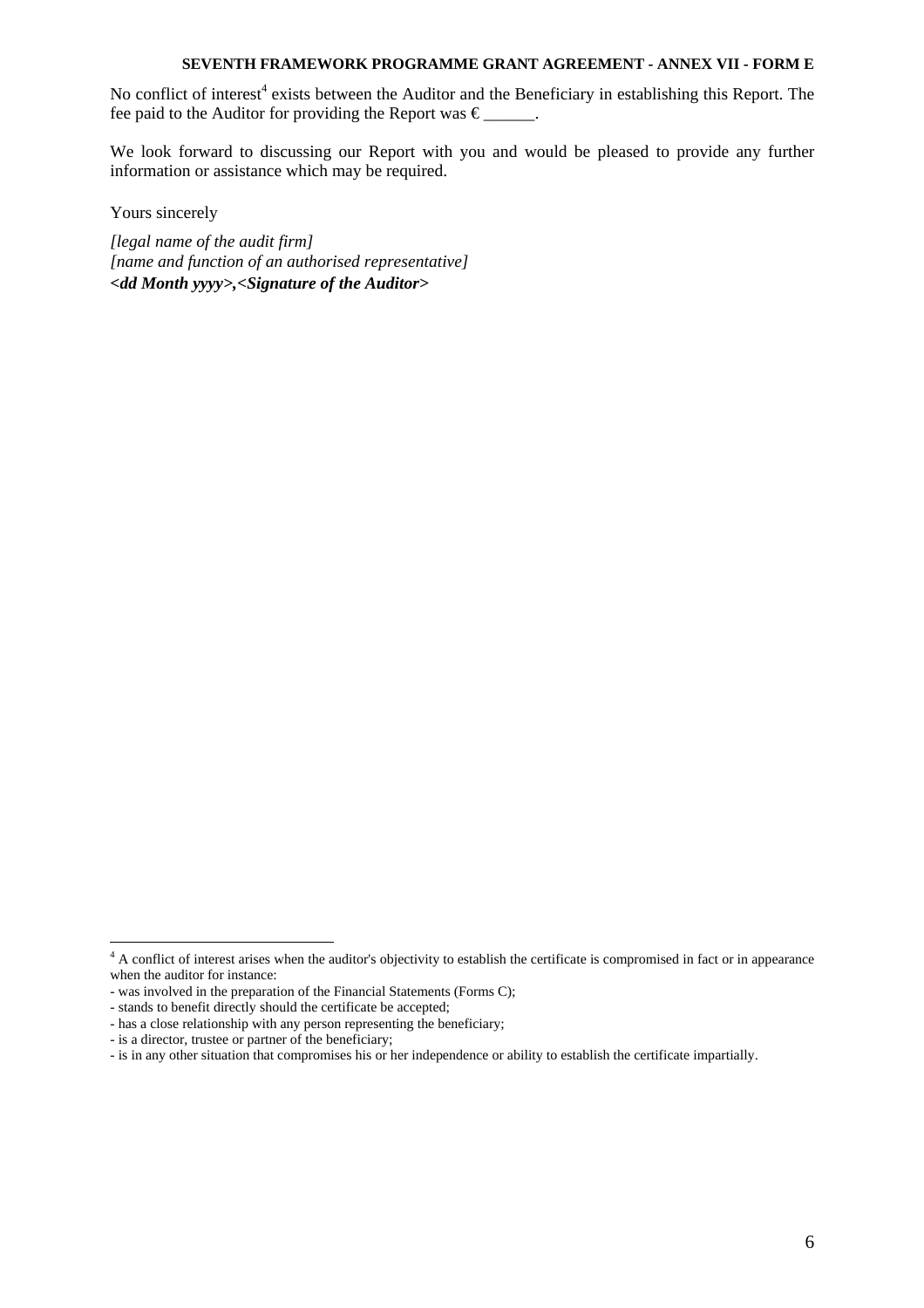No conflict of interest[4] exists between the Auditor and the Beneficiary in establishing this Report. The fee paid to the Auditor for providing the Report was € ______.

We look forward to discussing our Report with you and would be pleased to provide any further information or assistance which may be required.

Yours sincerely

*[legal name of the audit firm]*
*[name and function of an authorised representative]*
***<dd Month yyyy>,<Signature of the Auditor>***

---

[4] A conflict of interest arises when the auditor's objectivity to establish the certificate is compromised in fact or in appearance when the auditor for instance:
- was involved in the preparation of the Financial Statements (Forms C);
- stands to benefit directly should the certificate be accepted;
- has a close relationship with any person representing the beneficiary;
- is a director, trustee or partner of the beneficiary;
- is in any other situation that compromises his or her independence or ability to establish the certificate impartially.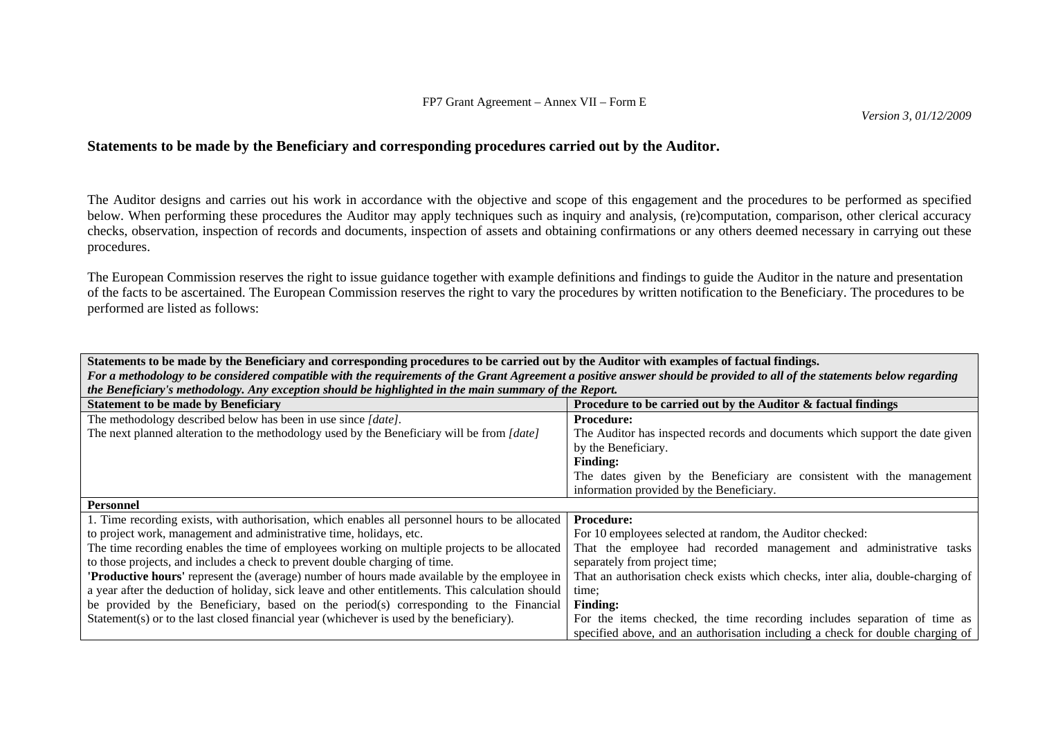FP7 Grant Agreement – Annex VII – Form E

*Version 3, 01/12/2009*

## Statements to be made by the Beneficiary and corresponding procedures carried out by the Auditor.

The Auditor designs and carries out his work in accordance with the objective and scope of this engagement and the procedures to be performed as specified below. When performing these procedures the Auditor may apply techniques such as inquiry and analysis, (re)computation, comparison, other clerical accuracy checks, observation, inspection of records and documents, inspection of assets and obtaining confirmations or any others deemed necessary in carrying out these procedures.

The European Commission reserves the right to issue guidance together with example definitions and findings to guide the Auditor in the nature and presentation of the facts to be ascertained. The European Commission reserves the right to vary the procedures by written notification to the Beneficiary. The procedures to be performed are listed as follows:

| **Statements to be made by the Beneficiary and corresponding procedures to be carried out by the Auditor with examples of factual findings.** ***For a methodology to be considered compatible with the requirements of the Grant Agreement a positive answer should be provided to all of the statements below regarding the Beneficiary's methodology. Any exception should be highlighted in the main summary of the Report.*** | |
|---|---|
| **Statement to be made by Beneficiary** | **Procedure to be carried out by the Auditor & factual findings** |
| The methodology described below has been in use since *[date]*.<br>The next planned alteration to the methodology used by the Beneficiary will be from *[date]* | **Procedure:**<br>The Auditor has inspected records and documents which support the date given by the Beneficiary.<br>**Finding:**<br>The dates given by the Beneficiary are consistent with the management information provided by the Beneficiary. |
| **Personnel** | |
| 1. Time recording exists, with authorisation, which enables all personnel hours to be allocated to project work, management and administrative time, holidays, etc.<br>The time recording enables the time of employees working on multiple projects to be allocated to those projects, and includes a check to prevent double charging of time.<br>**'Productive hours'** represent the (average) number of hours made available by the employee in a year after the deduction of holiday, sick leave and other entitlements. This calculation should be provided by the Beneficiary, based on the period(s) corresponding to the Financial Statement(s) or to the last closed financial year (whichever is used by the beneficiary). | **Procedure:**<br>For 10 employees selected at random, the Auditor checked:<br>That the employee had recorded management and administrative tasks separately from project time;<br>That an authorisation check exists which checks, inter alia, double-charging of time;<br>**Finding:**<br>For the items checked, the time recording includes separation of time as specified above, and an authorisation including a check for double charging of |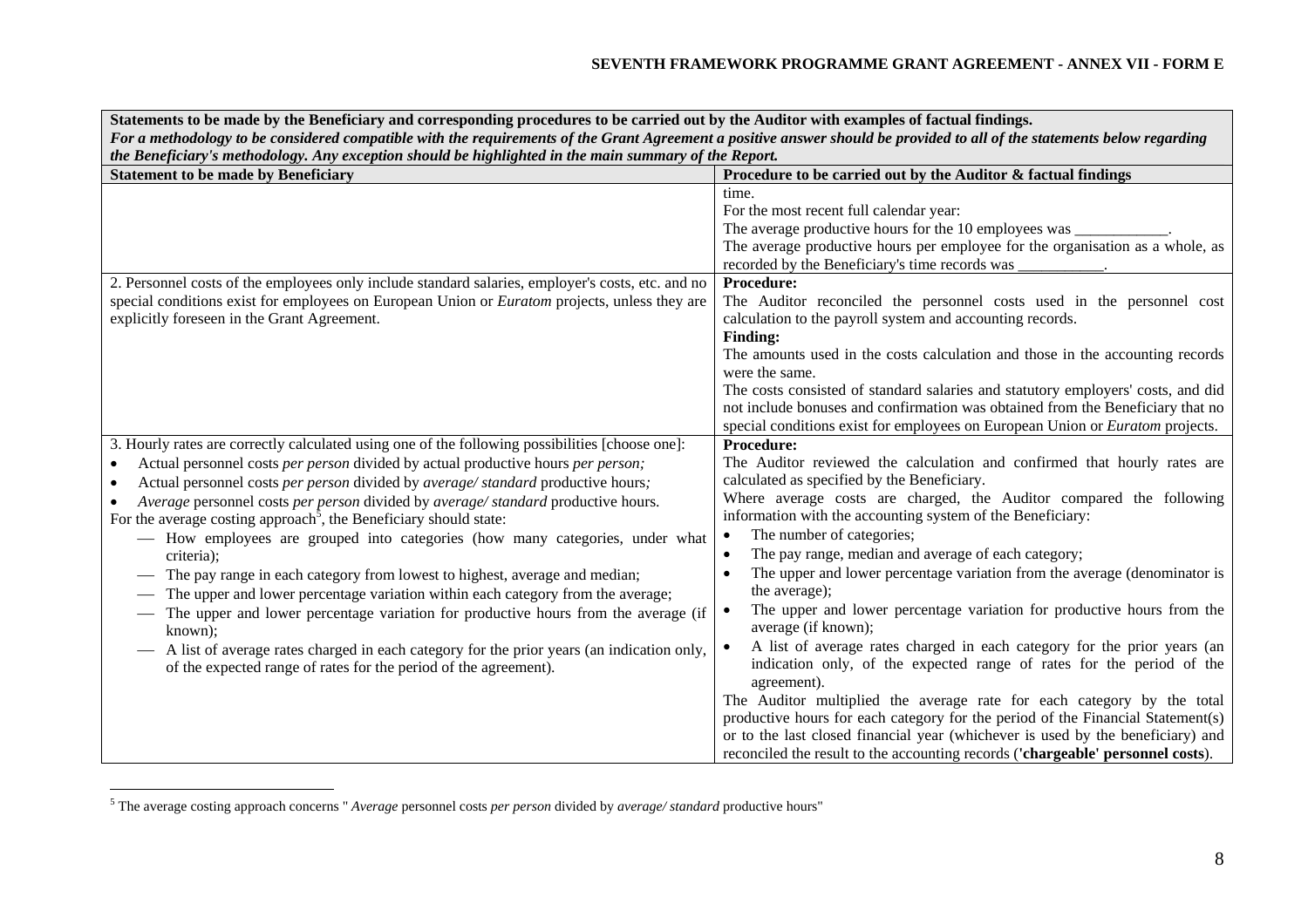| Statements to be made by the Beneficiary and corresponding procedures to be carried out by the Auditor with examples of factual findings. *For a methodology to be considered compatible with the requirements of the Grant Agreement a positive answer should be provided to all of the statements below regarding the Beneficiary's methodology. Any exception should be highlighted in the main summary of the Report.* | |
|---|---|
| **Statement to be made by Beneficiary** | **Procedure to be carried out by the Auditor & factual findings** |
| | time.<br>For the most recent full calendar year:<br>The average productive hours for the 10 employees was ____________.<br>The average productive hours per employee for the organisation as a whole, as recorded by the Beneficiary's time records was ___________. |
| 2. Personnel costs of the employees only include standard salaries, employer's costs, etc. and no special conditions exist for employees on European Union or *Euratom* projects, unless they are explicitly foreseen in the Grant Agreement. | **Procedure:**<br>The Auditor reconciled the personnel costs used in the personnel cost calculation to the payroll system and accounting records.<br>**Finding:**<br>The amounts used in the costs calculation and those in the accounting records were the same.<br>The costs consisted of standard salaries and statutory employers' costs, and did not include bonuses and confirmation was obtained from the Beneficiary that no special conditions exist for employees on European Union or *Euratom* projects. |
| 3. Hourly rates are correctly calculated using one of the following possibilities [choose one]:<br>• Actual personnel costs *per person* divided by actual productive hours *per person;*<br>• Actual personnel costs *per person* divided by *average/ standard* productive hours*;*<br>• *Average* personnel costs *per person* divided by *average/ standard* productive hours.<br>For the average costing approach[5], the Beneficiary should state:<br>— How employees are grouped into categories (how many categories, under what criteria);<br>— The pay range in each category from lowest to highest, average and median;<br>— The upper and lower percentage variation within each category from the average;<br>— The upper and lower percentage variation for productive hours from the average (if known);<br>— A list of average rates charged in each category for the prior years (an indication only, of the expected range of rates for the period of the agreement). | **Procedure:**<br>The Auditor reviewed the calculation and confirmed that hourly rates are calculated as specified by the Beneficiary.<br>Where average costs are charged, the Auditor compared the following information with the accounting system of the Beneficiary:<br>• The number of categories;<br>• The pay range, median and average of each category;<br>• The upper and lower percentage variation from the average (denominator is the average);<br>• The upper and lower percentage variation for productive hours from the average (if known);<br>• A list of average rates charged in each category for the prior years (an indication only, of the expected range of rates for the period of the agreement).<br>The Auditor multiplied the average rate for each category by the total productive hours for each category for the period of the Financial Statement(s) or to the last closed financial year (whichever is used by the beneficiary) and reconciled the result to the accounting records (**'chargeable' personnel costs**). |

[5] The average costing approach concerns " *Average* personnel costs *per person* divided by *average/ standard* productive hours"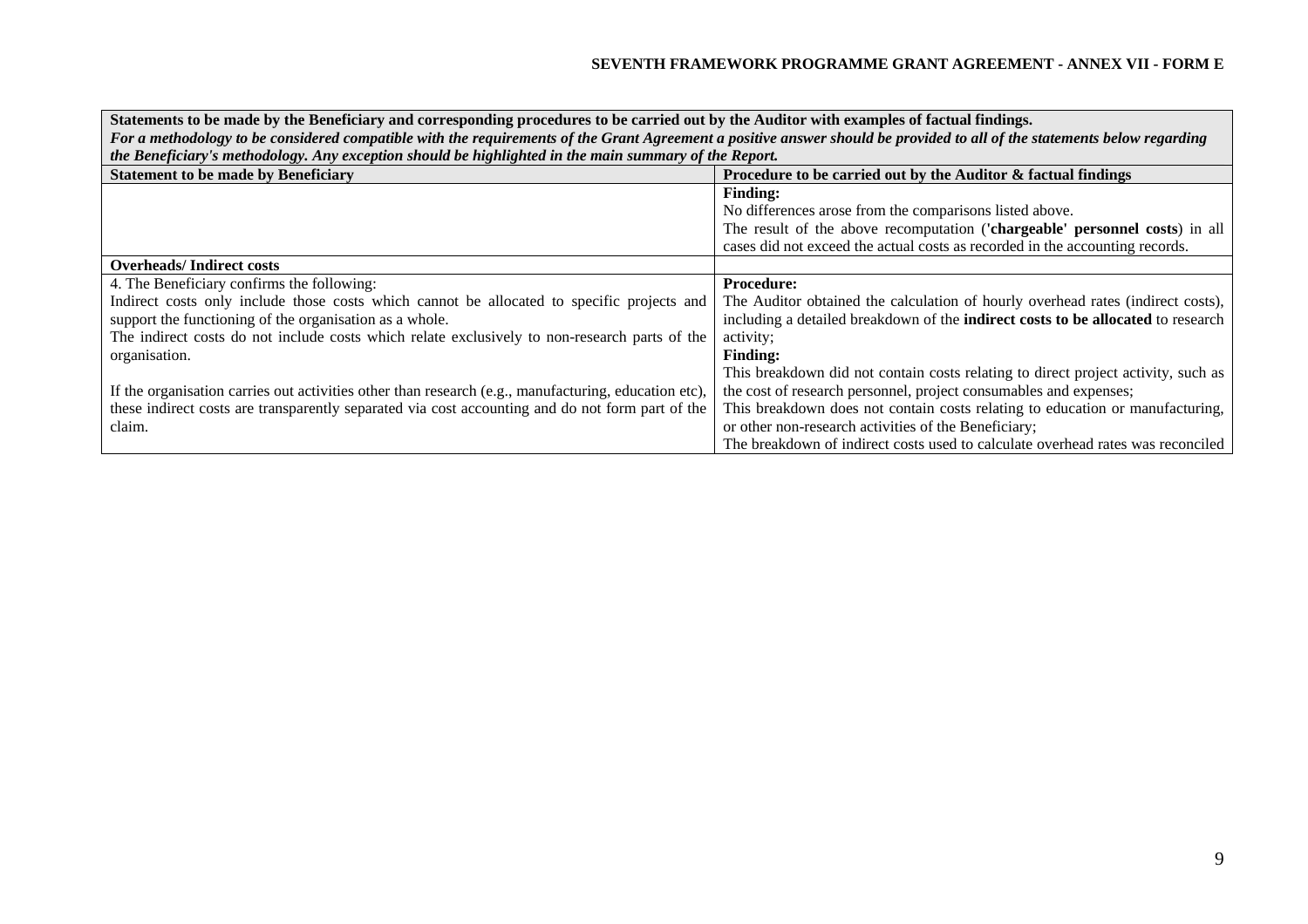| Statements to be made by the Beneficiary and corresponding procedures to be carried out by the Auditor with examples of factual findings.<br>*For a methodology to be considered compatible with the requirements of the Grant Agreement a positive answer should be provided to all of the statements below regarding the Beneficiary's methodology. Any exception should be highlighted in the main summary of the Report.* | |
|---|---|
| **Statement to be made by Beneficiary** | **Procedure to be carried out by the Auditor & factual findings** |
| | **Finding:**<br>No differences arose from the comparisons listed above.<br>The result of the above recomputation (**'chargeable' personnel costs**) in all cases did not exceed the actual costs as recorded in the accounting records. |
| **Overheads/ Indirect costs** | |
| 4. The Beneficiary confirms the following:<br>Indirect costs only include those costs which cannot be allocated to specific projects and support the functioning of the organisation as a whole.<br>The indirect costs do not include costs which relate exclusively to non-research parts of the organisation.<br><br>If the organisation carries out activities other than research (e.g., manufacturing, education etc), these indirect costs are transparently separated via cost accounting and do not form part of the claim. | **Procedure:**<br>The Auditor obtained the calculation of hourly overhead rates (indirect costs), including a detailed breakdown of the **indirect costs to be allocated** to research activity;<br>**Finding:**<br>This breakdown did not contain costs relating to direct project activity, such as the cost of research personnel, project consumables and expenses;<br>This breakdown does not contain costs relating to education or manufacturing, or other non-research activities of the Beneficiary;<br>The breakdown of indirect costs used to calculate overhead rates was reconciled |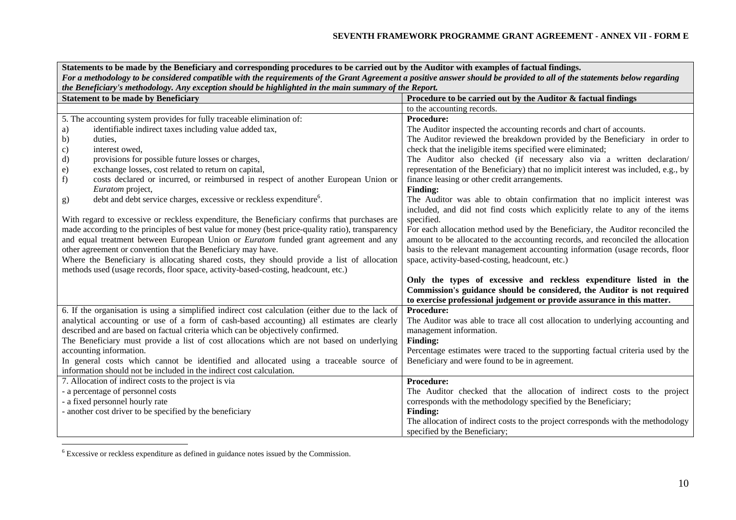| Statements to be made by the Beneficiary and corresponding procedures to be carried out by the Auditor with examples of factual findings. *For a methodology to be considered compatible with the requirements of the Grant Agreement a positive answer should be provided to all of the statements below regarding the Beneficiary's methodology. Any exception should be highlighted in the main summary of the Report.* | |
|---|---|
| **Statement to be made by Beneficiary** | **Procedure to be carried out by the Auditor & factual findings** |
| | to the accounting records. |
| 5. The accounting system provides for fully traceable elimination of:<br>a) identifiable indirect taxes including value added tax,<br>b) duties,<br>c) interest owed,<br>d) provisions for possible future losses or charges,<br>e) exchange losses, cost related to return on capital,<br>f) costs declared or incurred, or reimbursed in respect of another European Union or *Euratom* project,<br>g) debt and debt service charges, excessive or reckless expenditure[6].<br><br>With regard to excessive or reckless expenditure, the Beneficiary confirms that purchases are made according to the principles of best value for money (best price-quality ratio), transparency and equal treatment between European Union or *Euratom* funded grant agreement and any other agreement or convention that the Beneficiary may have.<br>Where the Beneficiary is allocating shared costs, they should provide a list of allocation methods used (usage records, floor space, activity-based-costing, headcount, etc.) | **Procedure:**<br>The Auditor inspected the accounting records and chart of accounts.<br>The Auditor reviewed the breakdown provided by the Beneficiary in order to check that the ineligible items specified were eliminated;<br>The Auditor also checked (if necessary also via a written declaration/ representation of the Beneficiary) that no implicit interest was included, e.g., by finance leasing or other credit arrangements.<br>**Finding:**<br>The Auditor was able to obtain confirmation that no implicit interest was included, and did not find costs which explicitly relate to any of the items specified.<br>For each allocation method used by the Beneficiary, the Auditor reconciled the amount to be allocated to the accounting records, and reconciled the allocation basis to the relevant management accounting information (usage records, floor space, activity-based-costing, headcount, etc.)<br><br>**Only the types of excessive and reckless expenditure listed in the Commission's guidance should be considered, the Auditor is not required to exercise professional judgement or provide assurance in this matter.** |
| 6. If the organisation is using a simplified indirect cost calculation (either due to the lack of analytical accounting or use of a form of cash-based accounting) all estimates are clearly described and are based on factual criteria which can be objectively confirmed.<br>The Beneficiary must provide a list of cost allocations which are not based on underlying accounting information.<br>In general costs which cannot be identified and allocated using a traceable source of information should not be included in the indirect cost calculation. | **Procedure:**<br>The Auditor was able to trace all cost allocation to underlying accounting and management information.<br>**Finding:**<br>Percentage estimates were traced to the supporting factual criteria used by the Beneficiary and were found to be in agreement. |
| 7. Allocation of indirect costs to the project is via<br>- a percentage of personnel costs<br>- a fixed personnel hourly rate<br>- another cost driver to be specified by the beneficiary | **Procedure:**<br>The Auditor checked that the allocation of indirect costs to the project corresponds with the methodology specified by the Beneficiary;<br>**Finding:**<br>The allocation of indirect costs to the project corresponds with the methodology specified by the Beneficiary; |

[6] Excessive or reckless expenditure as defined in guidance notes issued by the Commission.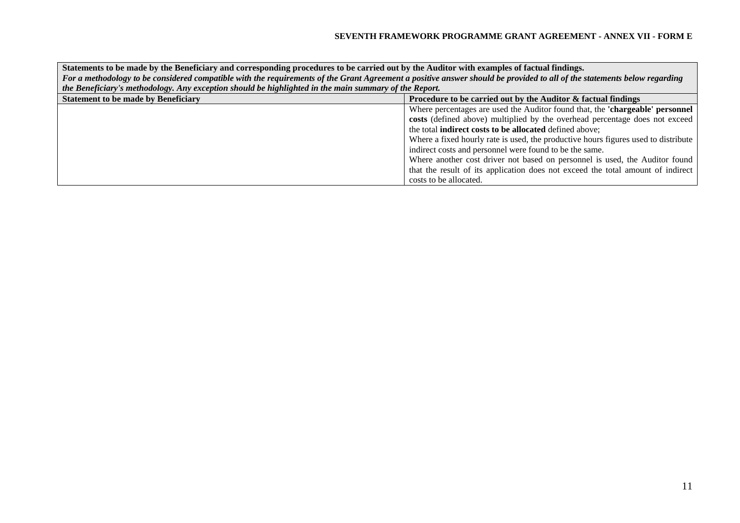| **Statements to be made by the Beneficiary and corresponding procedures to be carried out by the Auditor with examples of factual findings.** *For a methodology to be considered compatible with the requirements of the Grant Agreement a positive answer should be provided to all of the statements below regarding the Beneficiary's methodology. Any exception should be highlighted in the main summary of the Report.* | |
|---|---|
| **Statement to be made by Beneficiary** | **Procedure to be carried out by the Auditor & factual findings** |
| | Where percentages are used the Auditor found that, the **'chargeable' personnel costs** (defined above) multiplied by the overhead percentage does not exceed the total **indirect costs to be allocated** defined above;<br>Where a fixed hourly rate is used, the productive hours figures used to distribute indirect costs and personnel were found to be the same.<br>Where another cost driver not based on personnel is used, the Auditor found that the result of its application does not exceed the total amount of indirect costs to be allocated. |